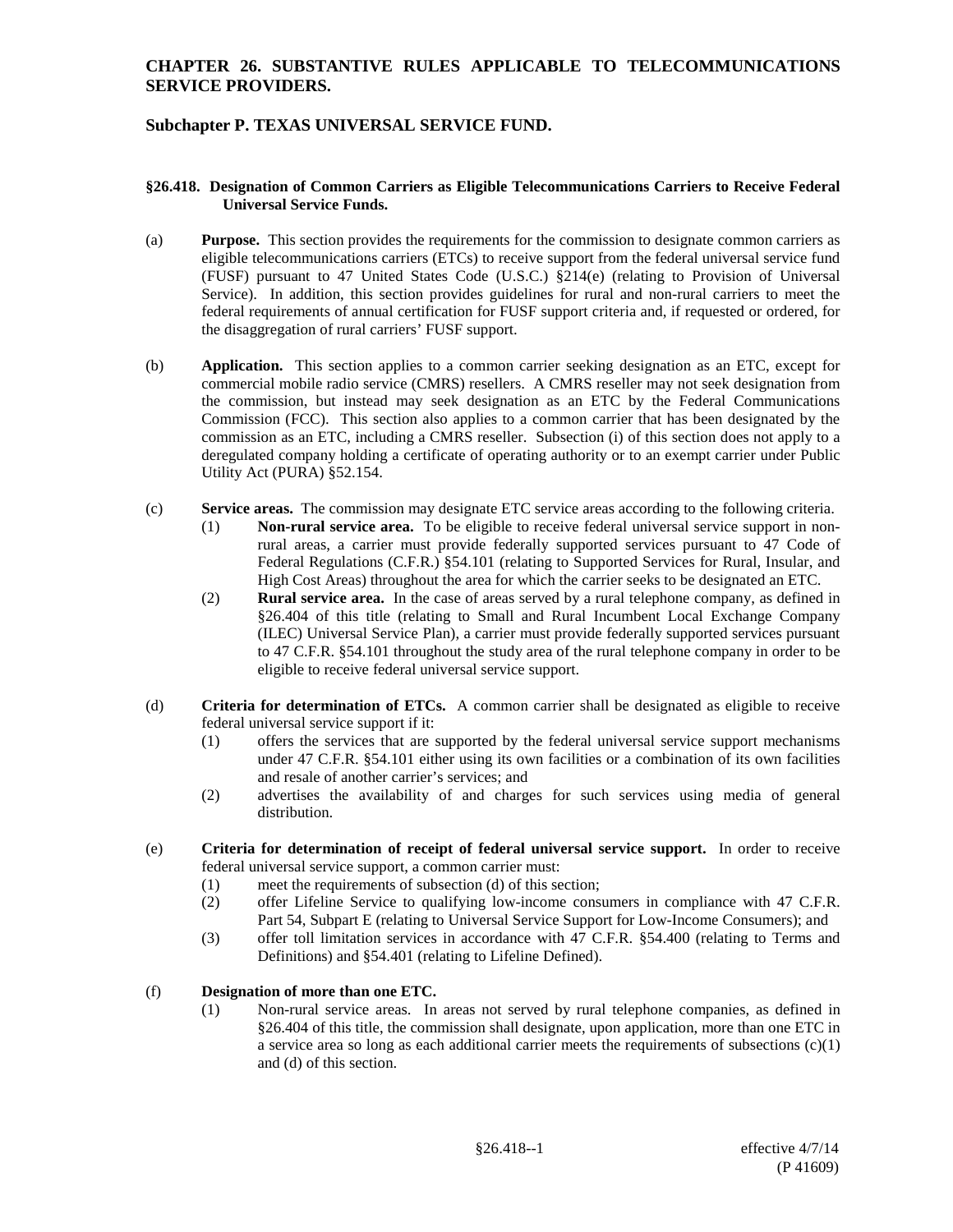# CHAPTER 26. SUBSTANTIVE RULES APPLICABLE TO TELECOMMUNICATIONS SERVICE PROVIDERS.

## Subchapter P. TEXAS UNIVERSAL SERVICE FUND.

### §26.418. Designation of Common Carriers as Eligible Telecommunications Carriers to Receive Federal Universal Service Funds.

(a) **Purpose.** This section provides the requirements for the commission to designate common carriers as eligible telecommunications carriers (ETCs) to receive support from the federal universal service fund (FUSF) pursuant to 47 United States Code (U.S.C.) §214(e) (relating to Provision of Universal Service). In addition, this section provides guidelines for rural and non-rural carriers to meet the federal requirements of annual certification for FUSF support criteria and, if requested or ordered, for the disaggregation of rural carriers' FUSF support.

(b) **Application.** This section applies to a common carrier seeking designation as an ETC, except for commercial mobile radio service (CMRS) resellers. A CMRS reseller may not seek designation from the commission, but instead may seek designation as an ETC by the Federal Communications Commission (FCC). This section also applies to a common carrier that has been designated by the commission as an ETC, including a CMRS reseller. Subsection (i) of this section does not apply to a deregulated company holding a certificate of operating authority or to an exempt carrier under Public Utility Act (PURA) §52.154.

(c) **Service areas.** The commission may designate ETC service areas according to the following criteria.

(1) **Non-rural service area.** To be eligible to receive federal universal service support in non-rural areas, a carrier must provide federally supported services pursuant to 47 Code of Federal Regulations (C.F.R.) §54.101 (relating to Supported Services for Rural, Insular, and High Cost Areas) throughout the area for which the carrier seeks to be designated an ETC.

(2) **Rural service area.** In the case of areas served by a rural telephone company, as defined in §26.404 of this title (relating to Small and Rural Incumbent Local Exchange Company (ILEC) Universal Service Plan), a carrier must provide federally supported services pursuant to 47 C.F.R. §54.101 throughout the study area of the rural telephone company in order to be eligible to receive federal universal service support.

(d) **Criteria for determination of ETCs.** A common carrier shall be designated as eligible to receive federal universal service support if it:

(1) offers the services that are supported by the federal universal service support mechanisms under 47 C.F.R. §54.101 either using its own facilities or a combination of its own facilities and resale of another carrier's services; and

(2) advertises the availability of and charges for such services using media of general distribution.

(e) **Criteria for determination of receipt of federal universal service support.** In order to receive federal universal service support, a common carrier must:

(1) meet the requirements of subsection (d) of this section;

(2) offer Lifeline Service to qualifying low-income consumers in compliance with 47 C.F.R. Part 54, Subpart E (relating to Universal Service Support for Low-Income Consumers); and

(3) offer toll limitation services in accordance with 47 C.F.R. §54.400 (relating to Terms and Definitions) and §54.401 (relating to Lifeline Defined).

(f) **Designation of more than one ETC.**

(1) Non-rural service areas. In areas not served by rural telephone companies, as defined in §26.404 of this title, the commission shall designate, upon application, more than one ETC in a service area so long as each additional carrier meets the requirements of subsections (c)(1) and (d) of this section.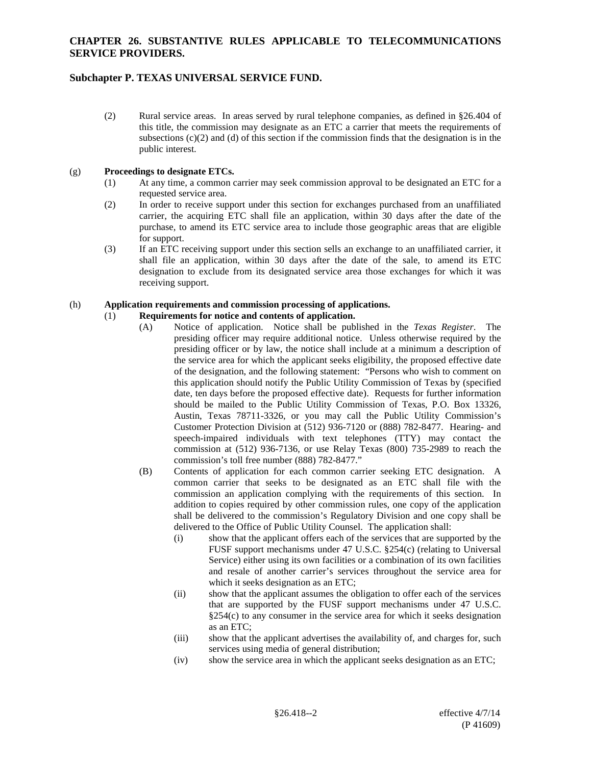(2) Rural service areas. In areas served by rural telephone companies, as defined in §26.404 of this title, the commission may designate as an ETC a carrier that meets the requirements of subsections (c)(2) and (d) of this section if the commission finds that the designation is in the public interest.

(g) **Proceedings to designate ETCs.**

(1) At any time, a common carrier may seek commission approval to be designated an ETC for a requested service area.

(2) In order to receive support under this section for exchanges purchased from an unaffiliated carrier, the acquiring ETC shall file an application, within 30 days after the date of the purchase, to amend its ETC service area to include those geographic areas that are eligible for support.

(3) If an ETC receiving support under this section sells an exchange to an unaffiliated carrier, it shall file an application, within 30 days after the date of the sale, to amend its ETC designation to exclude from its designated service area those exchanges for which it was receiving support.

(h) **Application requirements and commission processing of applications.**

(1) **Requirements for notice and contents of application.**

(A) Notice of application. Notice shall be published in the *Texas Register*. The presiding officer may require additional notice. Unless otherwise required by the presiding officer or by law, the notice shall include at a minimum a description of the service area for which the applicant seeks eligibility, the proposed effective date of the designation, and the following statement: "Persons who wish to comment on this application should notify the Public Utility Commission of Texas by (specified date, ten days before the proposed effective date). Requests for further information should be mailed to the Public Utility Commission of Texas, P.O. Box 13326, Austin, Texas 78711-3326, or you may call the Public Utility Commission's Customer Protection Division at (512) 936-7120 or (888) 782-8477. Hearing- and speech-impaired individuals with text telephones (TTY) may contact the commission at (512) 936-7136, or use Relay Texas (800) 735-2989 to reach the commission's toll free number (888) 782-8477."

(B) Contents of application for each common carrier seeking ETC designation. A common carrier that seeks to be designated as an ETC shall file with the commission an application complying with the requirements of this section. In addition to copies required by other commission rules, one copy of the application shall be delivered to the commission's Regulatory Division and one copy shall be delivered to the Office of Public Utility Counsel. The application shall:

(i) show that the applicant offers each of the services that are supported by the FUSF support mechanisms under 47 U.S.C. §254(c) (relating to Universal Service) either using its own facilities or a combination of its own facilities and resale of another carrier's services throughout the service area for which it seeks designation as an ETC;

(ii) show that the applicant assumes the obligation to offer each of the services that are supported by the FUSF support mechanisms under 47 U.S.C. §254(c) to any consumer in the service area for which it seeks designation as an ETC;

(iii) show that the applicant advertises the availability of, and charges for, such services using media of general distribution;

(iv) show the service area in which the applicant seeks designation as an ETC;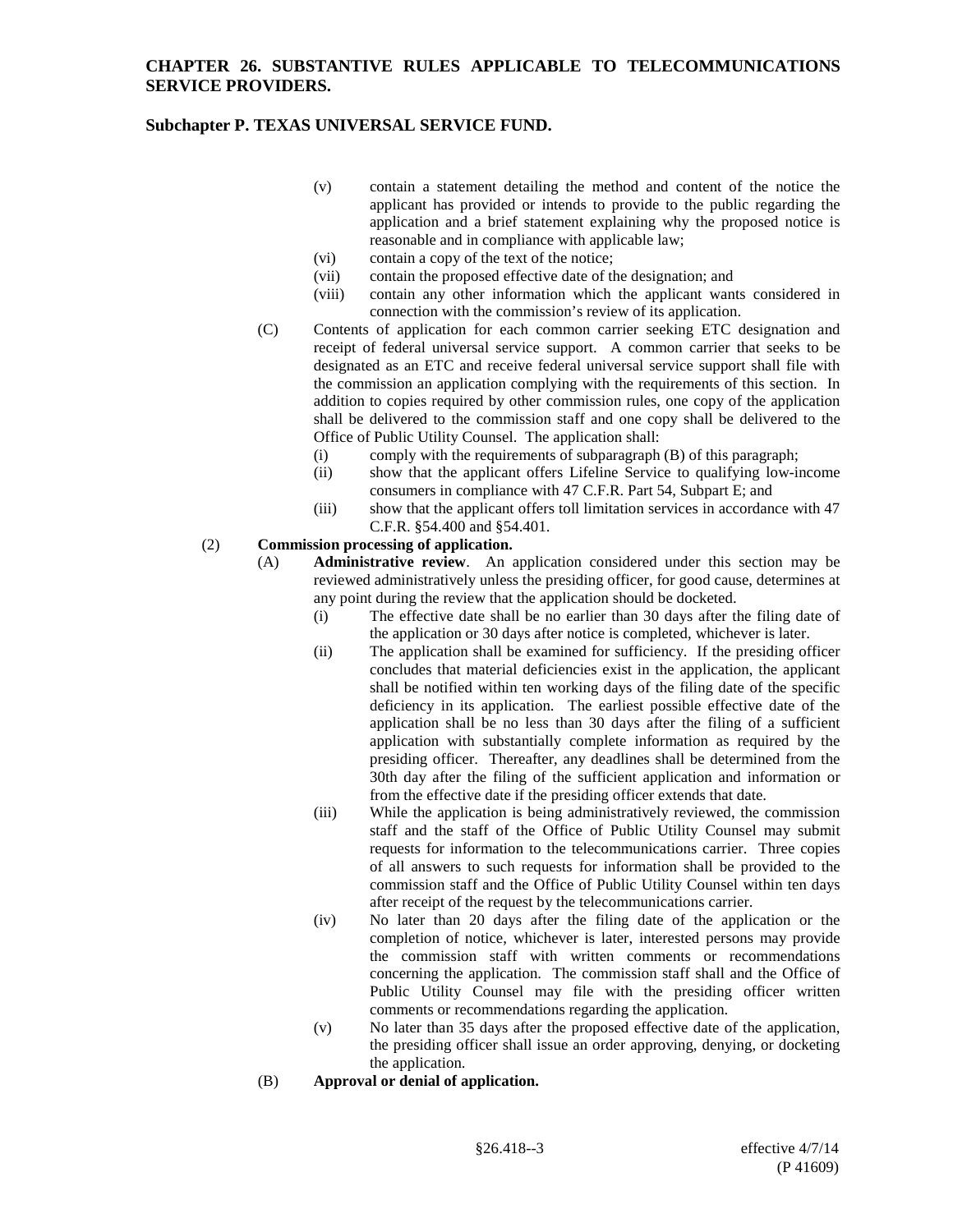(v) contain a statement detailing the method and content of the notice the applicant has provided or intends to provide to the public regarding the application and a brief statement explaining why the proposed notice is reasonable and in compliance with applicable law;

(vi) contain a copy of the text of the notice;

(vii) contain the proposed effective date of the designation; and

(viii) contain any other information which the applicant wants considered in connection with the commission's review of its application.

(C) Contents of application for each common carrier seeking ETC designation and receipt of federal universal service support. A common carrier that seeks to be designated as an ETC and receive federal universal service support shall file with the commission an application complying with the requirements of this section. In addition to copies required by other commission rules, one copy of the application shall be delivered to the commission staff and one copy shall be delivered to the Office of Public Utility Counsel. The application shall:

(i) comply with the requirements of subparagraph (B) of this paragraph;

(ii) show that the applicant offers Lifeline Service to qualifying low-income consumers in compliance with 47 C.F.R. Part 54, Subpart E; and

(iii) show that the applicant offers toll limitation services in accordance with 47 C.F.R. §54.400 and §54.401.

(2) **Commission processing of application.**

(A) **Administrative review**. An application considered under this section may be reviewed administratively unless the presiding officer, for good cause, determines at any point during the review that the application should be docketed.

(i) The effective date shall be no earlier than 30 days after the filing date of the application or 30 days after notice is completed, whichever is later.

(ii) The application shall be examined for sufficiency. If the presiding officer concludes that material deficiencies exist in the application, the applicant shall be notified within ten working days of the filing date of the specific deficiency in its application. The earliest possible effective date of the application shall be no less than 30 days after the filing of a sufficient application with substantially complete information as required by the presiding officer. Thereafter, any deadlines shall be determined from the 30th day after the filing of the sufficient application and information or from the effective date if the presiding officer extends that date.

(iii) While the application is being administratively reviewed, the commission staff and the staff of the Office of Public Utility Counsel may submit requests for information to the telecommunications carrier. Three copies of all answers to such requests for information shall be provided to the commission staff and the Office of Public Utility Counsel within ten days after receipt of the request by the telecommunications carrier.

(iv) No later than 20 days after the filing date of the application or the completion of notice, whichever is later, interested persons may provide the commission staff with written comments or recommendations concerning the application. The commission staff shall and the Office of Public Utility Counsel may file with the presiding officer written comments or recommendations regarding the application.

(v) No later than 35 days after the proposed effective date of the application, the presiding officer shall issue an order approving, denying, or docketing the application.

(B) **Approval or denial of application.**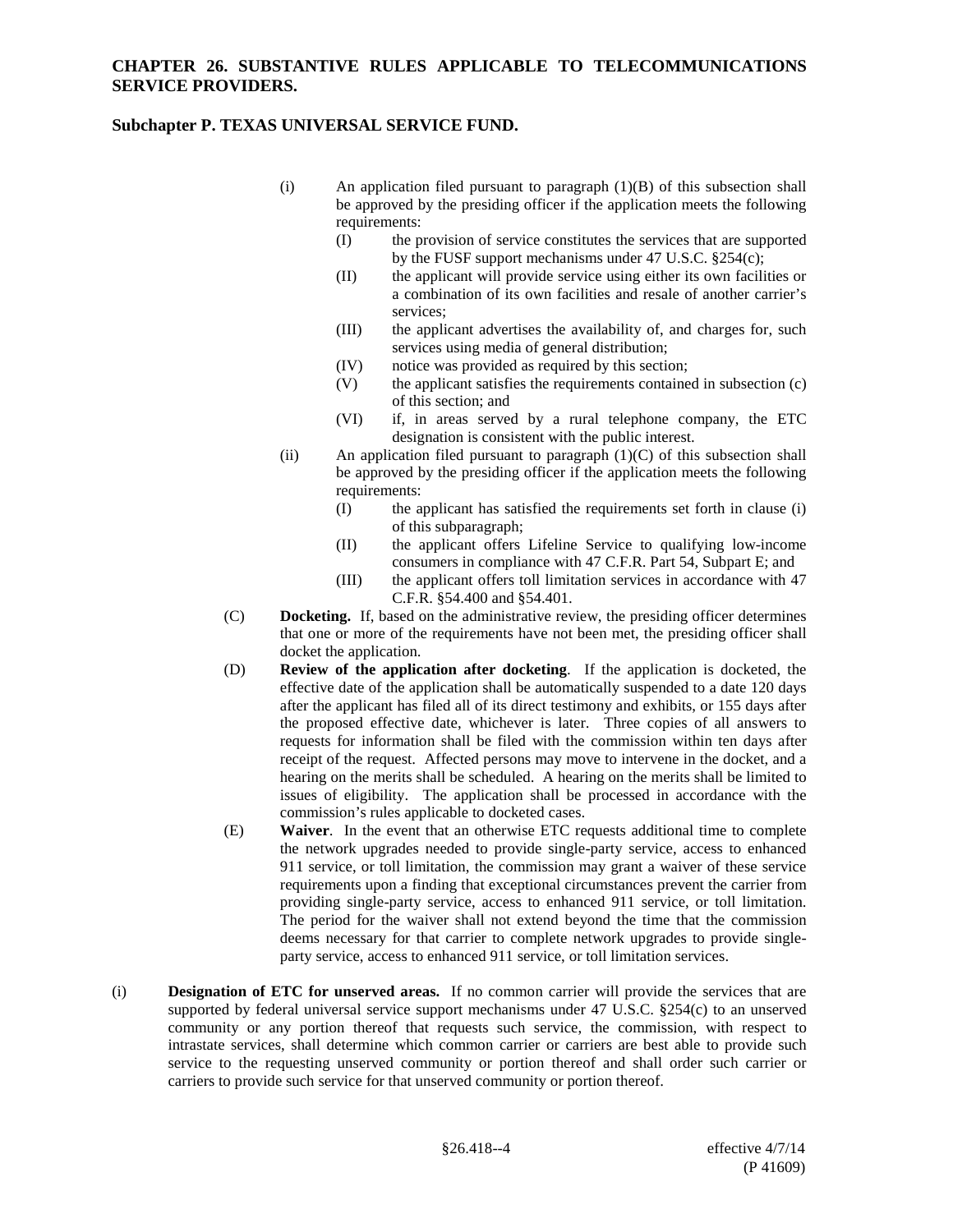(i) An application filed pursuant to paragraph (1)(B) of this subsection shall be approved by the presiding officer if the application meets the following requirements:

(I) the provision of service constitutes the services that are supported by the FUSF support mechanisms under 47 U.S.C. §254(c);

(II) the applicant will provide service using either its own facilities or a combination of its own facilities and resale of another carrier's services;

(III) the applicant advertises the availability of, and charges for, such services using media of general distribution;

(IV) notice was provided as required by this section;

(V) the applicant satisfies the requirements contained in subsection (c) of this section; and

(VI) if, in areas served by a rural telephone company, the ETC designation is consistent with the public interest.

(ii) An application filed pursuant to paragraph (1)(C) of this subsection shall be approved by the presiding officer if the application meets the following requirements:

(I) the applicant has satisfied the requirements set forth in clause (i) of this subparagraph;

(II) the applicant offers Lifeline Service to qualifying low-income consumers in compliance with 47 C.F.R. Part 54, Subpart E; and

(III) the applicant offers toll limitation services in accordance with 47 C.F.R. §54.400 and §54.401.

(C) **Docketing.** If, based on the administrative review, the presiding officer determines that one or more of the requirements have not been met, the presiding officer shall docket the application.

(D) **Review of the application after docketing**. If the application is docketed, the effective date of the application shall be automatically suspended to a date 120 days after the applicant has filed all of its direct testimony and exhibits, or 155 days after the proposed effective date, whichever is later. Three copies of all answers to requests for information shall be filed with the commission within ten days after receipt of the request. Affected persons may move to intervene in the docket, and a hearing on the merits shall be scheduled. A hearing on the merits shall be limited to issues of eligibility. The application shall be processed in accordance with the commission's rules applicable to docketed cases.

(E) **Waiver**. In the event that an otherwise ETC requests additional time to complete the network upgrades needed to provide single-party service, access to enhanced 911 service, or toll limitation, the commission may grant a waiver of these service requirements upon a finding that exceptional circumstances prevent the carrier from providing single-party service, access to enhanced 911 service, or toll limitation. The period for the waiver shall not extend beyond the time that the commission deems necessary for that carrier to complete network upgrades to provide single-party service, access to enhanced 911 service, or toll limitation services.

(i) **Designation of ETC for unserved areas.** If no common carrier will provide the services that are supported by federal universal service support mechanisms under 47 U.S.C. §254(c) to an unserved community or any portion thereof that requests such service, the commission, with respect to intrastate services, shall determine which common carrier or carriers are best able to provide such service to the requesting unserved community or portion thereof and shall order such carrier or carriers to provide such service for that unserved community or portion thereof.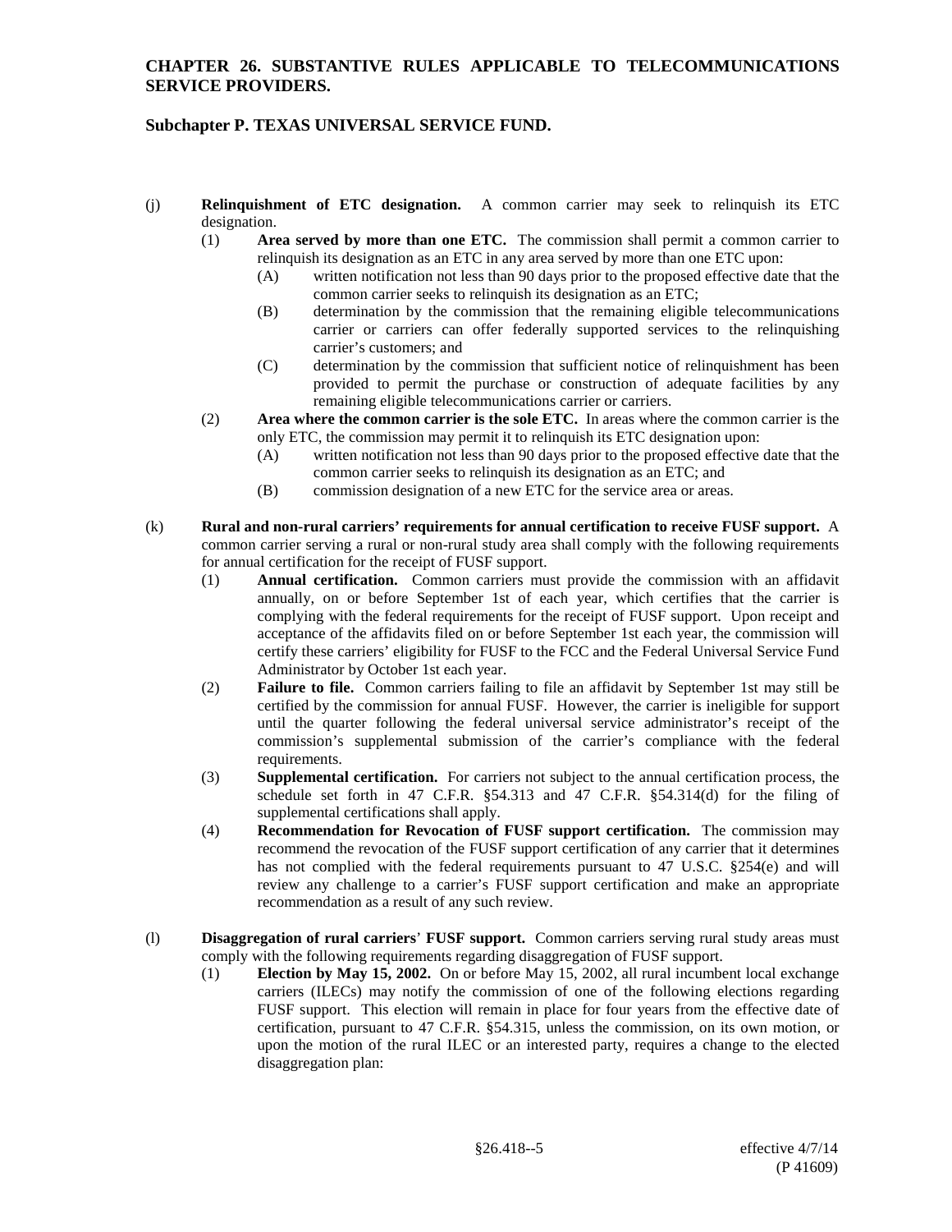(j) **Relinquishment of ETC designation.** A common carrier may seek to relinquish its ETC designation.

(1) **Area served by more than one ETC.** The commission shall permit a common carrier to relinquish its designation as an ETC in any area served by more than one ETC upon:

(A) written notification not less than 90 days prior to the proposed effective date that the common carrier seeks to relinquish its designation as an ETC;

(B) determination by the commission that the remaining eligible telecommunications carrier or carriers can offer federally supported services to the relinquishing carrier's customers; and

(C) determination by the commission that sufficient notice of relinquishment has been provided to permit the purchase or construction of adequate facilities by any remaining eligible telecommunications carrier or carriers.

(2) **Area where the common carrier is the sole ETC.** In areas where the common carrier is the only ETC, the commission may permit it to relinquish its ETC designation upon:

(A) written notification not less than 90 days prior to the proposed effective date that the common carrier seeks to relinquish its designation as an ETC; and

(B) commission designation of a new ETC for the service area or areas.

(k) **Rural and non-rural carriers' requirements for annual certification to receive FUSF support.** A common carrier serving a rural or non-rural study area shall comply with the following requirements for annual certification for the receipt of FUSF support.

(1) **Annual certification.** Common carriers must provide the commission with an affidavit annually, on or before September 1st of each year, which certifies that the carrier is complying with the federal requirements for the receipt of FUSF support. Upon receipt and acceptance of the affidavits filed on or before September 1st each year, the commission will certify these carriers' eligibility for FUSF to the FCC and the Federal Universal Service Fund Administrator by October 1st each year.

(2) **Failure to file.** Common carriers failing to file an affidavit by September 1st may still be certified by the commission for annual FUSF. However, the carrier is ineligible for support until the quarter following the federal universal service administrator's receipt of the commission's supplemental submission of the carrier's compliance with the federal requirements.

(3) **Supplemental certification.** For carriers not subject to the annual certification process, the schedule set forth in 47 C.F.R. §54.313 and 47 C.F.R. §54.314(d) for the filing of supplemental certifications shall apply.

(4) **Recommendation for Revocation of FUSF support certification.** The commission may recommend the revocation of the FUSF support certification of any carrier that it determines has not complied with the federal requirements pursuant to 47 U.S.C. §254(e) and will review any challenge to a carrier's FUSF support certification and make an appropriate recommendation as a result of any such review.

(l) **Disaggregation of rural carriers' FUSF support.** Common carriers serving rural study areas must comply with the following requirements regarding disaggregation of FUSF support.

(1) **Election by May 15, 2002.** On or before May 15, 2002, all rural incumbent local exchange carriers (ILECs) may notify the commission of one of the following elections regarding FUSF support. This election will remain in place for four years from the effective date of certification, pursuant to 47 C.F.R. §54.315, unless the commission, on its own motion, or upon the motion of the rural ILEC or an interested party, requires a change to the elected disaggregation plan: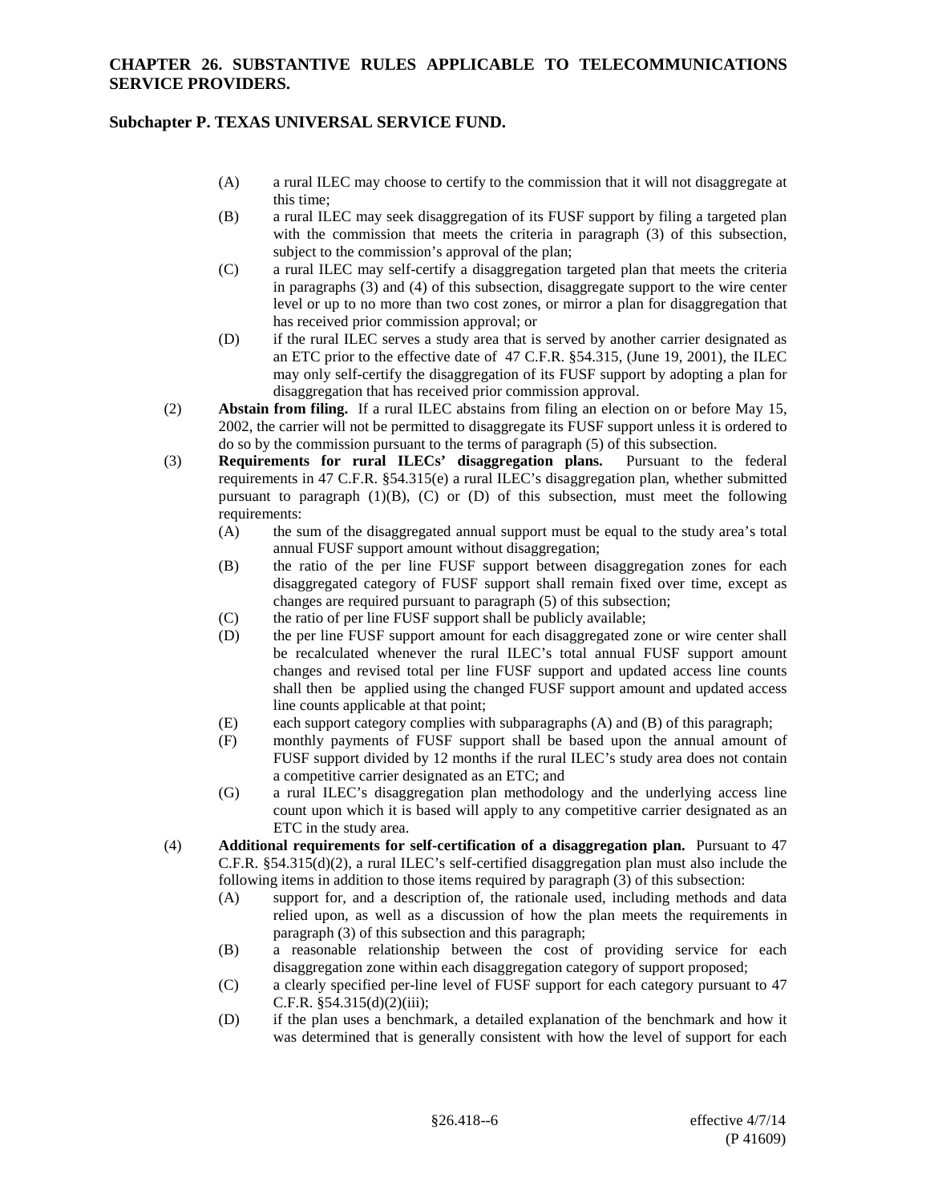(A) a rural ILEC may choose to certify to the commission that it will not disaggregate at this time;

(B) a rural ILEC may seek disaggregation of its FUSF support by filing a targeted plan with the commission that meets the criteria in paragraph (3) of this subsection, subject to the commission's approval of the plan;

(C) a rural ILEC may self-certify a disaggregation targeted plan that meets the criteria in paragraphs (3) and (4) of this subsection, disaggregate support to the wire center level or up to no more than two cost zones, or mirror a plan for disaggregation that has received prior commission approval; or

(D) if the rural ILEC serves a study area that is served by another carrier designated as an ETC prior to the effective date of 47 C.F.R. §54.315, (June 19, 2001), the ILEC may only self-certify the disaggregation of its FUSF support by adopting a plan for disaggregation that has received prior commission approval.

(2) **Abstain from filing.** If a rural ILEC abstains from filing an election on or before May 15, 2002, the carrier will not be permitted to disaggregate its FUSF support unless it is ordered to do so by the commission pursuant to the terms of paragraph (5) of this subsection.

(3) **Requirements for rural ILECs' disaggregation plans.** Pursuant to the federal requirements in 47 C.F.R. §54.315(e) a rural ILEC's disaggregation plan, whether submitted pursuant to paragraph (1)(B), (C) or (D) of this subsection, must meet the following requirements:

(A) the sum of the disaggregated annual support must be equal to the study area's total annual FUSF support amount without disaggregation;

(B) the ratio of the per line FUSF support between disaggregation zones for each disaggregated category of FUSF support shall remain fixed over time, except as changes are required pursuant to paragraph (5) of this subsection;

(C) the ratio of per line FUSF support shall be publicly available;

(D) the per line FUSF support amount for each disaggregated zone or wire center shall be recalculated whenever the rural ILEC's total annual FUSF support amount changes and revised total per line FUSF support and updated access line counts shall then be applied using the changed FUSF support amount and updated access line counts applicable at that point;

(E) each support category complies with subparagraphs (A) and (B) of this paragraph;

(F) monthly payments of FUSF support shall be based upon the annual amount of FUSF support divided by 12 months if the rural ILEC's study area does not contain a competitive carrier designated as an ETC; and

(G) a rural ILEC's disaggregation plan methodology and the underlying access line count upon which it is based will apply to any competitive carrier designated as an ETC in the study area.

(4) **Additional requirements for self-certification of a disaggregation plan.** Pursuant to 47 C.F.R. §54.315(d)(2), a rural ILEC's self-certified disaggregation plan must also include the following items in addition to those items required by paragraph (3) of this subsection:

(A) support for, and a description of, the rationale used, including methods and data relied upon, as well as a discussion of how the plan meets the requirements in paragraph (3) of this subsection and this paragraph;

(B) a reasonable relationship between the cost of providing service for each disaggregation zone within each disaggregation category of support proposed;

(C) a clearly specified per-line level of FUSF support for each category pursuant to 47 C.F.R. §54.315(d)(2)(iii);

(D) if the plan uses a benchmark, a detailed explanation of the benchmark and how it was determined that is generally consistent with how the level of support for each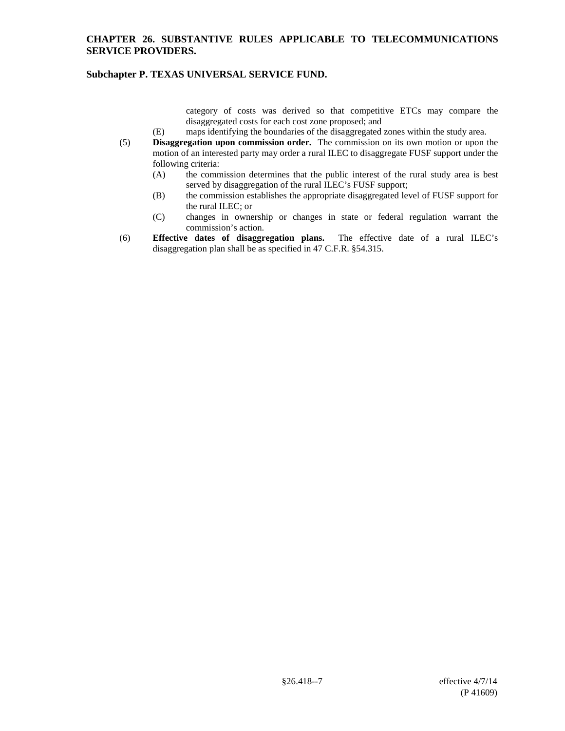category of costs was derived so that competitive ETCs may compare the disaggregated costs for each cost zone proposed; and

(E) maps identifying the boundaries of the disaggregated zones within the study area.

(5) **Disaggregation upon commission order.** The commission on its own motion or upon the motion of an interested party may order a rural ILEC to disaggregate FUSF support under the following criteria:

(A) the commission determines that the public interest of the rural study area is best served by disaggregation of the rural ILEC's FUSF support;

(B) the commission establishes the appropriate disaggregated level of FUSF support for the rural ILEC; or

(C) changes in ownership or changes in state or federal regulation warrant the commission's action.

(6) **Effective dates of disaggregation plans.** The effective date of a rural ILEC's disaggregation plan shall be as specified in 47 C.F.R. §54.315.